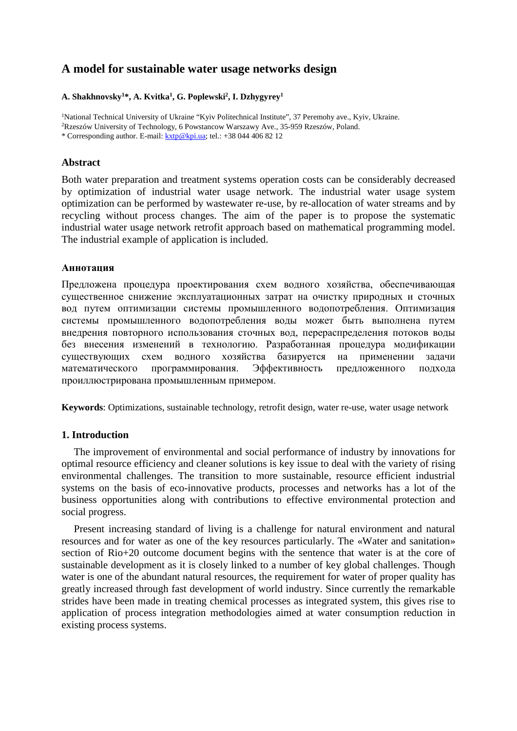# A model for sustainable water usage networks design

**A. Shakhnovsky[1]*, A. Kvitka[1], G. Poplewski[2], I. Dzhygyrey[1]**

[1]National Technical University of Ukraine "Kyiv Politechnical Institute", 37 Peremohy ave., Kyiv, Ukraine.
[2]Rzeszów University of Technology, 6 Powstancow Warszawy Ave., 35-959 Rzeszów, Poland.
* Corresponding author. E-mail: kxtp@kpi.ua; tel.: +38 044 406 82 12

## Abstract

Both water preparation and treatment systems operation costs can be considerably decreased by optimization of industrial water usage network. The industrial water usage system optimization can be performed by wastewater re-use, by re-allocation of water streams and by recycling without process changes. The aim of the paper is to propose the systematic industrial water usage network retrofit approach based on mathematical programming model. The industrial example of application is included.

## Аннотация

Предложена процедура проектирования схем водного хозяйства, обеспечивающая существенное снижение эксплуатационных затрат на очистку природных и сточных вод путем оптимизации системы промышленного водопотребления. Оптимизация системы промышленного водопотребления воды может быть выполнена путем внедрения повторного использования сточных вод, перераспределения потоков воды без внесения изменений в технологию. Разработанная процедура модификации существующих схем водного хозяйства базируется на применении задачи математического программирования. Эффективность предложенного подхода проиллюстрирована промышленным примером.

**Keywords**: Optimizations, sustainable technology, retrofit design, water re-use, water usage network

## 1. Introduction

The improvement of environmental and social performance of industry by innovations for optimal resource efficiency and cleaner solutions is key issue to deal with the variety of rising environmental challenges. The transition to more sustainable, resource efficient industrial systems on the basis of eco-innovative products, processes and networks has a lot of the business opportunities along with contributions to effective environmental protection and social progress.

Present increasing standard of living is a challenge for natural environment and natural resources and for water as one of the key resources particularly. The «Water and sanitation» section of Rio+20 outcome document begins with the sentence that water is at the core of sustainable development as it is closely linked to a number of key global challenges. Though water is one of the abundant natural resources, the requirement for water of proper quality has greatly increased through fast development of world industry. Since currently the remarkable strides have been made in treating chemical processes as integrated system, this gives rise to application of process integration methodologies aimed at water consumption reduction in existing process systems.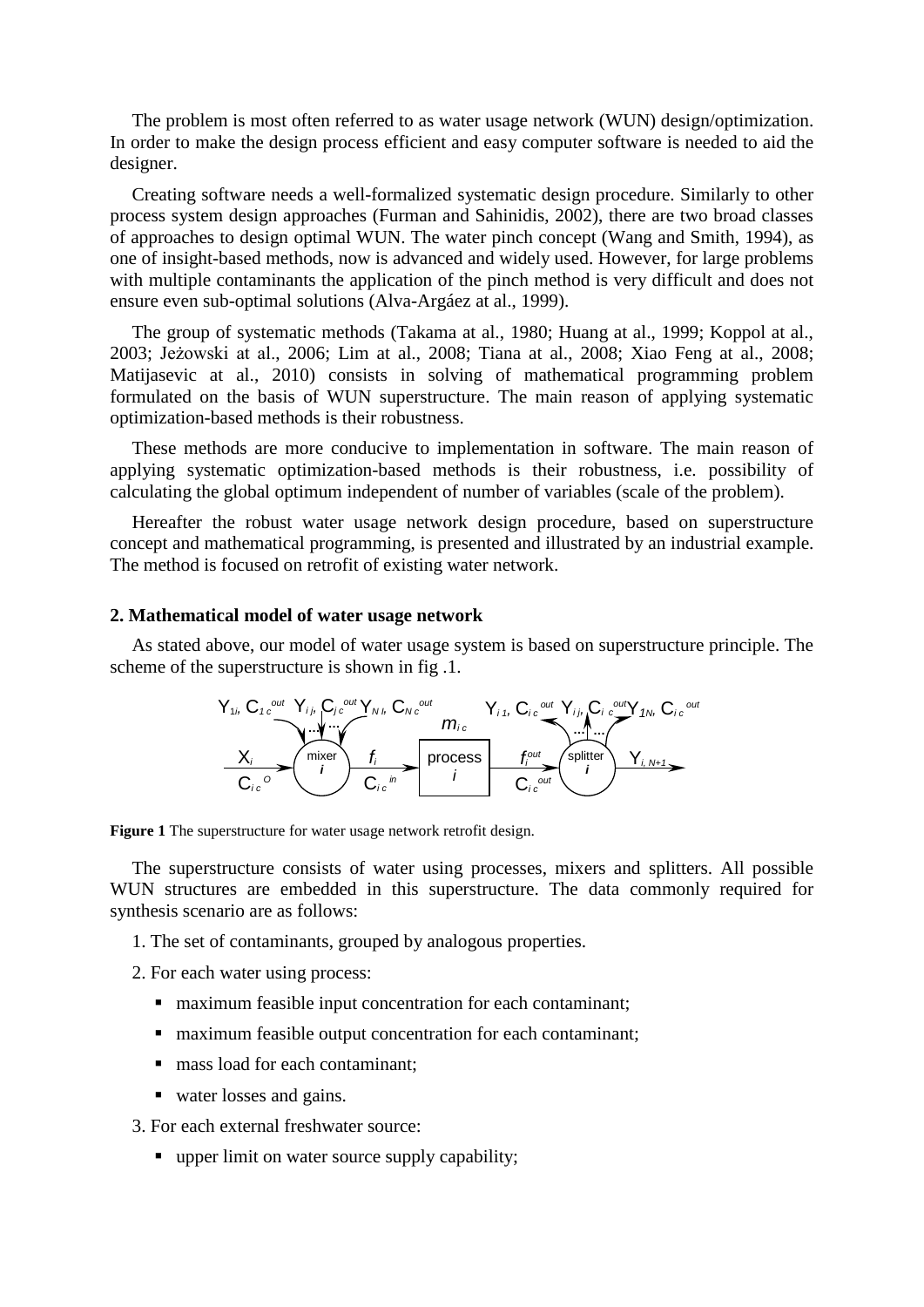The problem is most often referred to as water usage network (WUN) design/optimization. In order to make the design process efficient and easy computer software is needed to aid the designer.

Creating software needs a well-formalized systematic design procedure. Similarly to other process system design approaches (Furman and Sahinidis, 2002), there are two broad classes of approaches to design optimal WUN. The water pinch concept (Wang and Smith, 1994), as one of insight-based methods, now is advanced and widely used. However, for large problems with multiple contaminants the application of the pinch method is very difficult and does not ensure even sub-optimal solutions (Alva-Argáez at al., 1999).

The group of systematic methods (Takama at al., 1980; Huang at al., 1999; Koppol at al., 2003; Jeżowski at al., 2006; Lim at al., 2008; Tiana at al., 2008; Xiao Feng at al., 2008; Matijasevic at al., 2010) consists in solving of mathematical programming problem formulated on the basis of WUN superstructure. The main reason of applying systematic optimization-based methods is their robustness.

These methods are more conducive to implementation in software. The main reason of applying systematic optimization-based methods is their robustness, i.e. possibility of calculating the global optimum independent of number of variables (scale of the problem).

Hereafter the robust water usage network design procedure, based on superstructure concept and mathematical programming, is presented and illustrated by an industrial example. The method is focused on retrofit of existing water network.

## 2. Mathematical model of water usage network

As stated above, our model of water usage system is based on superstructure principle. The scheme of the superstructure is shown in fig .1.

**Figure 1** The superstructure for water usage network retrofit design.

The superstructure consists of water using processes, mixers and splitters. All possible WUN structures are embedded in this superstructure. The data commonly required for synthesis scenario are as follows:

1. The set of contaminants, grouped by analogous properties.

2. For each water using process:
   - maximum feasible input concentration for each contaminant;
   - maximum feasible output concentration for each contaminant;
   - mass load for each contaminant;
   - water losses and gains.

3. For each external freshwater source:
   - upper limit on water source supply capability;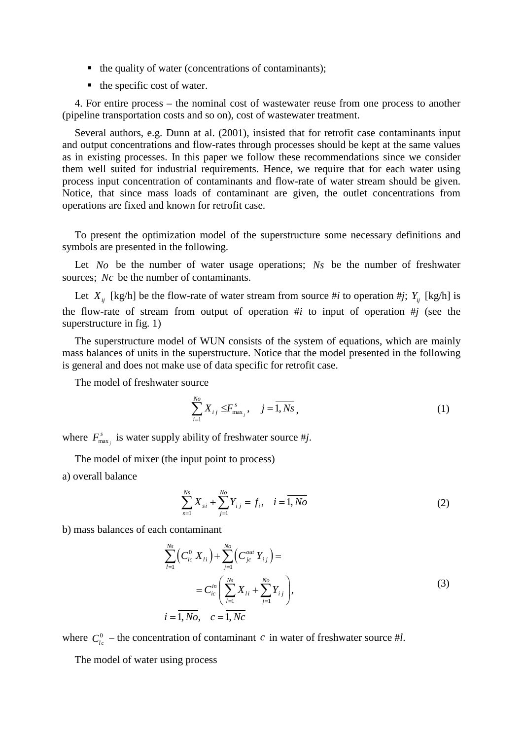- the quality of water (concentrations of contaminants);
- the specific cost of water.

4. For entire process – the nominal cost of wastewater reuse from one process to another (pipeline transportation costs and so on), cost of wastewater treatment.

Several authors, e.g. Dunn at al. (2001), insisted that for retrofit case contaminants input and output concentrations and flow-rates through processes should be kept at the same values as in existing processes. In this paper we follow these recommendations since we consider them well suited for industrial requirements. Hence, we require that for each water using process input concentration of contaminants and flow-rate of water stream should be given. Notice, that since mass loads of contaminant are given, the outlet concentrations from operations are fixed and known for retrofit case.

To present the optimization model of the superstructure some necessary definitions and symbols are presented in the following.

Let $No$ be the number of water usage operations; $Ns$ be the number of freshwater sources; $Nc$ be the number of contaminants.

Let $X_{ij}$ [kg/h] be the flow-rate of water stream from source #*i* to operation #*j*; $Y_{ij}$ [kg/h] is the flow-rate of stream from output of operation #*i* to input of operation #*j* (see the superstructure in fig. 1)

The superstructure model of WUN consists of the system of equations, which are mainly mass balances of units in the superstructure. Notice that the model presented in the following is general and does not make use of data specific for retrofit case.

The model of freshwater source

$$\sum_{i=1}^{No} X_{ij} \le F^{s}_{\max_j}, \quad j = \overline{1, Ns}, \tag{1}$$

where $F^{s}_{\max_j}$ is water supply ability of freshwater source #*j*.

The model of mixer (the input point to process)

a) overall balance

$$\sum_{s=1}^{Ns} X_{si} + \sum_{j=1}^{No} Y_{ij} = f_i, \quad i = \overline{1, No} \tag{2}$$

b) mass balances of each contaminant

$$\begin{gathered}
\sum_{l=1}^{Ns} \left( C^{0}_{lc} X_{li} \right) + \sum_{j=1}^{No} \left( C^{out}_{jc} Y_{ij} \right) = \\
= C^{in}_{ic} \left( \sum_{l=1}^{Ns} X_{li} + \sum_{j=1}^{No} Y_{ij} \right), \\
i = \overline{1, No}, \quad c = \overline{1, Nc}
\end{gathered} \tag{3}$$

where $C^{0}_{lc}$ – the concentration of contaminant $c$ in water of freshwater source #*l*.

The model of water using process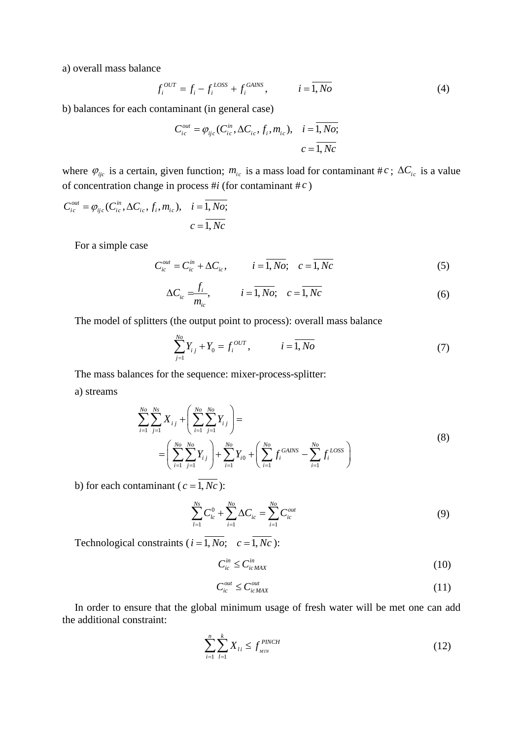a) overall mass balance

$$f_i^{OUT} = f_i - f_i^{LOSS} + f_i^{GAINS}, \qquad i = \overline{1, No} \tag{4}$$

b) balances for each contaminant (in general case)

$$C_{ic}^{out} = \varphi_{ijc}(C_{ic}^{in}, \Delta C_{ic}, f_i, m_{ic}), \quad i = \overline{1, No}; \quad c = \overline{1, Nc}$$

where $\varphi_{ijc}$ is a certain, given function; $m_{ic}$ is a mass load for contaminant $\# c$; $\Delta C_{ic}$ is a value of concentration change in process #*i* (for contaminant $\# c$)

$$C_{ic}^{out} = \varphi_{ijc}(C_{ic}^{in}, \Delta C_{ic}, f_i, m_{ic}), \quad i = \overline{1, No}; \quad c = \overline{1, Nc}$$

For a simple case

$$C_{ic}^{out} = C_{ic}^{in} + \Delta C_{ic}, \qquad i = \overline{1, No}; \quad c = \overline{1, Nc} \tag{5}$$

$$\Delta C_{ic} = \frac{f_i}{m_{ic}}, \qquad i = \overline{1, No}; \quad c = \overline{1, Nc} \tag{6}$$

The model of splitters (the output point to process): overall mass balance

$$\sum_{j=1}^{No} Y_{ij} + Y_0 = f_i^{OUT}, \qquad i = \overline{1, No} \tag{7}$$

The mass balances for the sequence: mixer-process-splitter:

a) streams

$$\sum_{i=1}^{No} \sum_{j=1}^{Ns} X_{ij} + \left( \sum_{i=1}^{No} \sum_{j=1}^{No} Y_{ij} \right) = \left( \sum_{i=1}^{No} \sum_{j=1}^{No} Y_{ij} \right) + \sum_{i=1}^{No} Y_{i0} + \left( \sum_{i=1}^{No} f_i^{GAINS} - \sum_{i=1}^{No} f_i^{LOSS} \right) \tag{8}$$

b) for each contaminant ($c = \overline{1, Nc}$):

$$\sum_{l=1}^{Ns} C_{lc}^{0} + \sum_{i=1}^{No} \Delta C_{ic} = \sum_{i=1}^{No} C_{ic}^{out} \tag{9}$$

Technological constraints ($i = \overline{1, No}; \quad c = \overline{1, Nc}$):

$$C_{ic}^{in} \le C_{ic\,MAX}^{in} \tag{10}$$

$$C_{ic}^{out} \le C_{ic\,MAX}^{out} \tag{11}$$

In order to ensure that the global minimum usage of fresh water will be met one can add the additional constraint:

$$\sum_{i=1}^{n} \sum_{l=1}^{k} X_{li} \le f_{MIN}^{PINCH} \tag{12}$$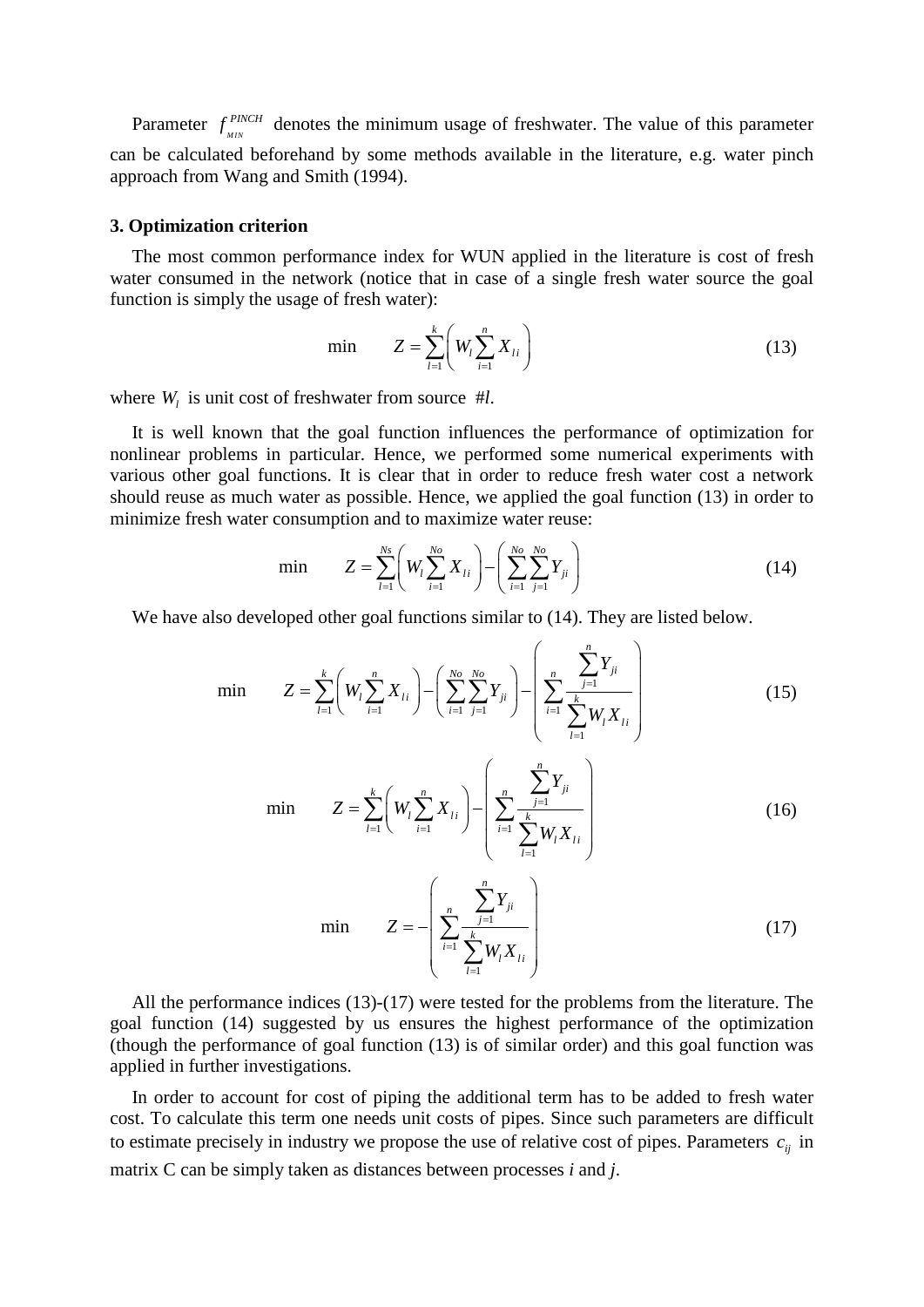Parameter $f_{MIN}^{PINCH}$ denotes the minimum usage of freshwater. The value of this parameter can be calculated beforehand by some methods available in the literature, e.g. water pinch approach from Wang and Smith (1994).

### 3. Optimization criterion

The most common performance index for WUN applied in the literature is cost of fresh water consumed in the network (notice that in case of a single fresh water source the goal function is simply the usage of fresh water):

$$\min \qquad Z = \sum_{l=1}^{k}\left(W_l \sum_{i=1}^{n} X_{li}\right) \tag{13}$$

where $W_l$ is unit cost of freshwater from source *#l*.

It is well known that the goal function influences the performance of optimization for nonlinear problems in particular. Hence, we performed some numerical experiments with various other goal functions. It is clear that in order to reduce fresh water cost a network should reuse as much water as possible. Hence, we applied the goal function (13) in order to minimize fresh water consumption and to maximize water reuse:

$$\min \qquad Z = \sum_{l=1}^{Ns}\left(W_l \sum_{i=1}^{No} X_{li}\right) - \left(\sum_{i=1}^{No}\sum_{j=1}^{No} Y_{ji}\right) \tag{14}$$

We have also developed other goal functions similar to (14). They are listed below.

$$\min \qquad Z = \sum_{l=1}^{k}\left(W_l \sum_{i=1}^{n} X_{li}\right) - \left(\sum_{i=1}^{No}\sum_{j=1}^{No} Y_{ji}\right) - \left(\sum_{i=1}^{n} \frac{\sum_{j=1}^{n} Y_{ji}}{\sum_{l=1}^{k} W_l X_{li}}\right) \tag{15}$$

$$\min \qquad Z = \sum_{l=1}^{k}\left(W_l \sum_{i=1}^{n} X_{li}\right) - \left(\sum_{i=1}^{n} \frac{\sum_{j=1}^{n} Y_{ji}}{\sum_{l=1}^{k} W_l X_{li}}\right) \tag{16}$$

$$\min \qquad Z = -\left(\sum_{i=1}^{n} \frac{\sum_{j=1}^{n} Y_{ji}}{\sum_{l=1}^{k} W_l X_{li}}\right) \tag{17}$$

All the performance indices (13)-(17) were tested for the problems from the literature. The goal function (14) suggested by us ensures the highest performance of the optimization (though the performance of goal function (13) is of similar order) and this goal function was applied in further investigations.

In order to account for cost of piping the additional term has to be added to fresh water cost. To calculate this term one needs unit costs of pipes. Since such parameters are difficult to estimate precisely in industry we propose the use of relative cost of pipes. Parameters $c_{ij}$ in matrix C can be simply taken as distances between processes *i* and *j*.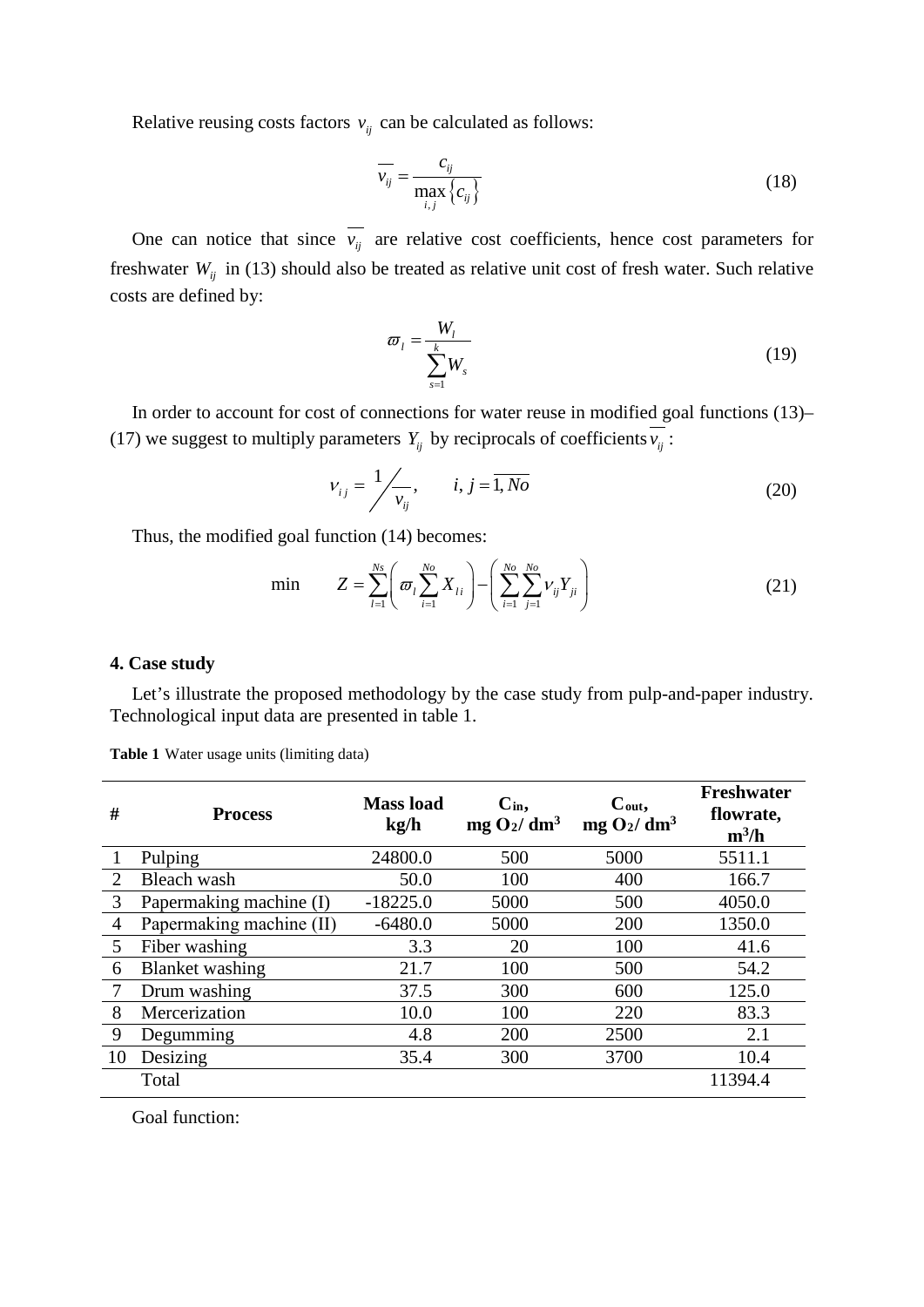Relative reusing costs factors $v_{ij}$ can be calculated as follows:

$$\overline{v_{ij}} = \frac{c_{ij}}{\max\limits_{i,j}\left\{c_{ij}\right\}} \tag{18}$$

One can notice that since $\overline{v_{ij}}$ are relative cost coefficients, hence cost parameters for freshwater $W_{ij}$ in (13) should also be treated as relative unit cost of fresh water. Such relative costs are defined by:

$$\varpi_l = \frac{W_l}{\sum\limits_{s=1}^{k} W_s} \tag{19}$$

In order to account for cost of connections for water reuse in modified goal functions (13)–(17) we suggest to multiply parameters $Y_{ij}$ by reciprocals of coefficients $\overline{v_{ij}}$:

$$v_{ij} = 1 \Big/ \overline{v_{ij}}, \qquad i, j = \overline{1, No} \tag{20}$$

Thus, the modified goal function (14) becomes:

$$\min \qquad Z = \sum_{l=1}^{Ns}\left(\varpi_l \sum_{i=1}^{No} X_{li}\right) - \left(\sum_{i=1}^{No}\sum_{j=1}^{No} v_{ij} Y_{ji}\right) \tag{21}$$

### 4. Case study

Let's illustrate the proposed methodology by the case study from pulp-and-paper industry. Technological input data are presented in table 1.

**Table 1** Water usage units (limiting data)

| # | Process | Mass load kg/h | $C_{in}$, mg $O_2$/ dm$^3$ | $C_{out}$, mg $O_2$/ dm$^3$ | Freshwater flowrate, m$^3$/h |
|---|---|---|---|---|---|
| 1 | Pulping | 24800.0 | 500 | 5000 | 5511.1 |
| 2 | Bleach wash | 50.0 | 100 | 400 | 166.7 |
| 3 | Papermaking machine (I) | -18225.0 | 5000 | 500 | 4050.0 |
| 4 | Papermaking machine (II) | -6480.0 | 5000 | 200 | 1350.0 |
| 5 | Fiber washing | 3.3 | 20 | 100 | 41.6 |
| 6 | Blanket washing | 21.7 | 100 | 500 | 54.2 |
| 7 | Drum washing | 37.5 | 300 | 600 | 125.0 |
| 8 | Mercerization | 10.0 | 100 | 220 | 83.3 |
| 9 | Degumming | 4.8 | 200 | 2500 | 2.1 |
| 10 | Desizing | 35.4 | 300 | 3700 | 10.4 |
| | Total | | | | 11394.4 |

Goal function: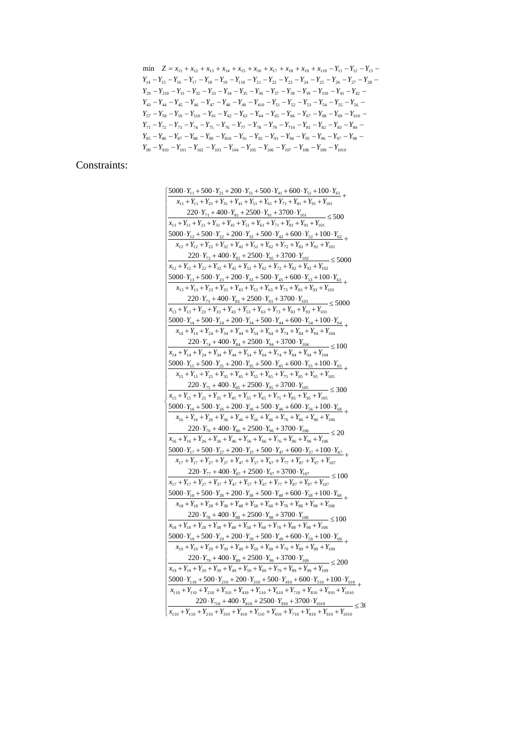$$\min \quad Z = x_{11} + x_{12} + x_{13} + x_{14} + x_{15} + x_{16} + x_{17} + x_{18} + x_{19} + x_{110} - Y_{11} - Y_{12} - Y_{13} - Y_{14} - Y_{15} - Y_{16} - Y_{17} - Y_{18} - Y_{19} - Y_{110} - Y_{21} - Y_{22} - Y_{23} - Y_{24} - Y_{25} - Y_{26} - Y_{27} - Y_{28} - Y_{29} - Y_{210} - Y_{31} - Y_{32} - Y_{33} - Y_{34} - Y_{35} - Y_{36} - Y_{37} - Y_{38} - Y_{39} - Y_{310} - Y_{41} - Y_{42} - Y_{43} - Y_{44} - Y_{45} - Y_{46} - Y_{47} - Y_{48} - Y_{49} - Y_{410} - Y_{51} - Y_{52} - Y_{53} - Y_{54} - Y_{55} - Y_{56} - Y_{57} - Y_{58} - Y_{59} - Y_{510} - Y_{61} - Y_{62} - Y_{63} - Y_{64} - Y_{65} - Y_{66} - Y_{67} - Y_{68} - Y_{69} - Y_{610} - Y_{71} - Y_{72} - Y_{73} - Y_{74} - Y_{75} - Y_{76} - Y_{77} - Y_{78} - Y_{79} - Y_{710} - Y_{81} - Y_{82} - Y_{83} - Y_{84} - Y_{85} - Y_{86} - Y_{87} - Y_{88} - Y_{89} - Y_{810} - Y_{91} - Y_{92} - Y_{93} - Y_{94} - Y_{95} - Y_{96} - Y_{97} - Y_{98} - Y_{99} - Y_{910} - Y_{101} - Y_{102} - Y_{103} - Y_{104} - Y_{105} - Y_{106} - Y_{107} - Y_{108} - Y_{109} - Y_{1010}$$

Constraints:

$$\begin{cases}
\frac{5000 \cdot Y_{11} + 500 \cdot Y_{21} + 200 \cdot Y_{31} + 500 \cdot Y_{41} + 600 \cdot Y_{51} + 100 \cdot Y_{61}}{x_{11} + Y_{11} + Y_{21} + Y_{31} + Y_{41} + Y_{51} + Y_{61} + Y_{71} + Y_{81} + Y_{91} + Y_{101}} + \\
\frac{220 \cdot Y_{71} + 400 \cdot Y_{81} + 2500 \cdot Y_{91} + 3700 \cdot Y_{101}}{x_{11} + Y_{11} + Y_{21} + Y_{31} + Y_{41} + Y_{51} + Y_{61} + Y_{71} + Y_{81} + Y_{91} + Y_{101}} \le 500 \\
\frac{5000 \cdot Y_{12} + 500 \cdot Y_{22} + 200 \cdot Y_{32} + 500 \cdot Y_{42} + 600 \cdot Y_{52} + 100 \cdot Y_{62}}{x_{12} + Y_{12} + Y_{22} + Y_{32} + Y_{42} + Y_{52} + Y_{62} + Y_{72} + Y_{82} + Y_{92} + Y_{102}} + \\
\frac{220 \cdot Y_{72} + 400 \cdot Y_{82} + 2500 \cdot Y_{92} + 3700 \cdot Y_{102}}{x_{12} + Y_{12} + Y_{22} + Y_{32} + Y_{42} + Y_{52} + Y_{62} + Y_{72} + Y_{82} + Y_{92} + Y_{102}} \le 5000 \\
\frac{5000 \cdot Y_{13} + 500 \cdot Y_{23} + 200 \cdot Y_{33} + 500 \cdot Y_{43} + 600 \cdot Y_{53} + 100 \cdot Y_{63}}{x_{13} + Y_{13} + Y_{23} + Y_{33} + Y_{43} + Y_{53} + Y_{63} + Y_{73} + Y_{83} + Y_{93} + Y_{103}} + \\
\frac{220 \cdot Y_{73} + 400 \cdot Y_{83} + 2500 \cdot Y_{93} + 3700 \cdot Y_{103}}{x_{13} + Y_{13} + Y_{23} + Y_{33} + Y_{43} + Y_{53} + Y_{63} + Y_{73} + Y_{83} + Y_{93} + Y_{103}} \le 5000 \\
\frac{5000 \cdot Y_{14} + 500 \cdot Y_{24} + 200 \cdot Y_{34} + 500 \cdot Y_{44} + 600 \cdot Y_{54} + 100 \cdot Y_{64}}{x_{14} + Y_{14} + Y_{24} + Y_{34} + Y_{44} + Y_{54} + Y_{64} + Y_{74} + Y_{84} + Y_{94} + Y_{104}} + \\
\frac{220 \cdot Y_{74} + 400 \cdot Y_{84} + 2500 \cdot Y_{94} + 3700 \cdot Y_{104}}{x_{14} + Y_{14} + Y_{24} + Y_{34} + Y_{44} + Y_{54} + Y_{64} + Y_{74} + Y_{84} + Y_{94} + Y_{104}} \le 100 \\
\frac{5000 \cdot Y_{15} + 500 \cdot Y_{25} + 200 \cdot Y_{35} + 500 \cdot Y_{45} + 600 \cdot Y_{55} + 100 \cdot Y_{65}}{x_{15} + Y_{15} + Y_{25} + Y_{35} + Y_{45} + Y_{55} + Y_{65} + Y_{75} + Y_{85} + Y_{95} + Y_{105}} + \\
\frac{220 \cdot Y_{75} + 400 \cdot Y_{85} + 2500 \cdot Y_{95} + 3700 \cdot Y_{105}}{x_{15} + Y_{15} + Y_{25} + Y_{35} + Y_{45} + Y_{55} + Y_{65} + Y_{75} + Y_{85} + Y_{95} + Y_{105}} \le 300 \\
\frac{5000 \cdot Y_{16} + 500 \cdot Y_{26} + 200 \cdot Y_{36} + 500 \cdot Y_{46} + 600 \cdot Y_{56} + 100 \cdot Y_{66}}{x_{16} + Y_{16} + Y_{26} + Y_{36} + Y_{46} + Y_{56} + Y_{66} + Y_{76} + Y_{86} + Y_{96} + Y_{106}} + \\
\frac{220 \cdot Y_{76} + 400 \cdot Y_{86} + 2500 \cdot Y_{96} + 3700 \cdot Y_{106}}{x_{16} + Y_{16} + Y_{26} + Y_{36} + Y_{46} + Y_{56} + Y_{66} + Y_{76} + Y_{86} + Y_{96} + Y_{106}} \le 20 \\
\frac{5000 \cdot Y_{17} + 500 \cdot Y_{27} + 200 \cdot Y_{37} + 500 \cdot Y_{47} + 600 \cdot Y_{57} + 100 \cdot Y_{67}}{x_{17} + Y_{17} + Y_{27} + Y_{37} + Y_{47} + Y_{57} + Y_{67} + Y_{77} + Y_{87} + Y_{97} + Y_{107}} + \\
\frac{220 \cdot Y_{77} + 400 \cdot Y_{87} + 2500 \cdot Y_{97} + 3700 \cdot Y_{107}}{x_{17} + Y_{17} + Y_{27} + Y_{37} + Y_{47} + Y_{57} + Y_{67} + Y_{77} + Y_{87} + Y_{97} + Y_{107}} \le 100 \\
\frac{5000 \cdot Y_{18} + 500 \cdot Y_{28} + 200 \cdot Y_{38} + 500 \cdot Y_{48} + 600 \cdot Y_{58} + 100 \cdot Y_{68}}{x_{18} + Y_{18} + Y_{28} + Y_{38} + Y_{48} + Y_{58} + Y_{68} + Y_{78} + Y_{88} + Y_{98} + Y_{108}} + \\
\frac{220 \cdot Y_{78} + 400 \cdot Y_{88} + 2500 \cdot Y_{98} + 3700 \cdot Y_{108}}{x_{18} + Y_{18} + Y_{28} + Y_{38} + Y_{48} + Y_{58} + Y_{68} + Y_{78} + Y_{88} + Y_{98} + Y_{108}} \le 100 \\
\frac{5000 \cdot Y_{19} + 500 \cdot Y_{29} + 200 \cdot Y_{39} + 500 \cdot Y_{49} + 600 \cdot Y_{59} + 100 \cdot Y_{69}}{x_{19} + Y_{19} + Y_{29} + Y_{39} + Y_{49} + Y_{59} + Y_{69} + Y_{79} + Y_{89} + Y_{99} + Y_{109}} + \\
\frac{220 \cdot Y_{79} + 400 \cdot Y_{89} + 2500 \cdot Y_{99} + 3700 \cdot Y_{109}}{x_{19} + Y_{19} + Y_{29} + Y_{39} + Y_{49} + Y_{59} + Y_{69} + Y_{79} + Y_{89} + Y_{99} + Y_{109}} \le 200 \\
\frac{5000 \cdot Y_{110} + 500 \cdot Y_{210} + 200 \cdot Y_{310} + 500 \cdot Y_{410} + 600 \cdot Y_{510} + 100 \cdot Y_{610}}{x_{110} + Y_{110} + Y_{210} + Y_{310} + Y_{410} + Y_{510} + Y_{610} + Y_{710} + Y_{810} + Y_{910} + Y_{1010}} + \\
\frac{220 \cdot Y_{710} + 400 \cdot Y_{810} + 2500 \cdot Y_{910} + 3700 \cdot Y_{1010}}{x_{110} + Y_{110} + Y_{210} + Y_{310} + Y_{410} + Y_{510} + Y_{610} + Y_{710} + Y_{810} + Y_{910} + Y_{1010}} \le 3(
\end{cases}$$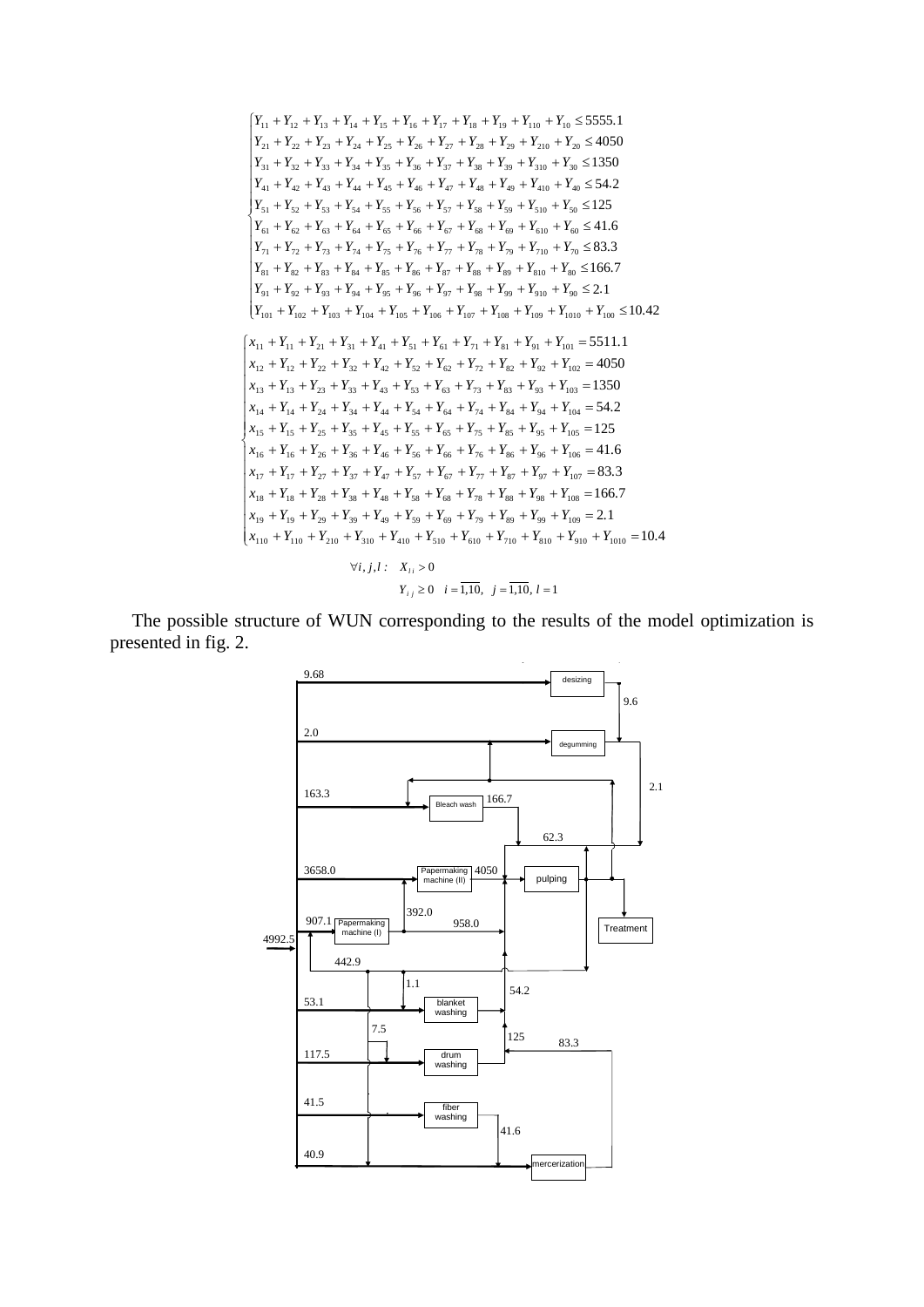$$
\begin{cases}
Y_{11}+Y_{12}+Y_{13}+Y_{14}+Y_{15}+Y_{16}+Y_{17}+Y_{18}+Y_{19}+Y_{110}+Y_{10}\le 5555.1\\
Y_{21}+Y_{22}+Y_{23}+Y_{24}+Y_{25}+Y_{26}+Y_{27}+Y_{28}+Y_{29}+Y_{210}+Y_{20}\le 4050\\
Y_{31}+Y_{32}+Y_{33}+Y_{34}+Y_{35}+Y_{36}+Y_{37}+Y_{38}+Y_{39}+Y_{310}+Y_{30}\le 1350\\
Y_{41}+Y_{42}+Y_{43}+Y_{44}+Y_{45}+Y_{46}+Y_{47}+Y_{48}+Y_{49}+Y_{410}+Y_{40}\le 54.2\\
Y_{51}+Y_{52}+Y_{53}+Y_{54}+Y_{55}+Y_{56}+Y_{57}+Y_{58}+Y_{59}+Y_{510}+Y_{50}\le 125\\
Y_{61}+Y_{62}+Y_{63}+Y_{64}+Y_{65}+Y_{66}+Y_{67}+Y_{68}+Y_{69}+Y_{610}+Y_{60}\le 41.6\\
Y_{71}+Y_{72}+Y_{73}+Y_{74}+Y_{75}+Y_{76}+Y_{77}+Y_{78}+Y_{79}+Y_{710}+Y_{70}\le 83.3\\
Y_{81}+Y_{82}+Y_{83}+Y_{84}+Y_{85}+Y_{86}+Y_{87}+Y_{88}+Y_{89}+Y_{810}+Y_{80}\le 166.7\\
Y_{91}+Y_{92}+Y_{93}+Y_{94}+Y_{95}+Y_{96}+Y_{97}+Y_{98}+Y_{99}+Y_{910}+Y_{90}\le 2.1\\
Y_{101}+Y_{102}+Y_{103}+Y_{104}+Y_{105}+Y_{106}+Y_{107}+Y_{108}+Y_{109}+Y_{1010}+Y_{100}\le 10.42
\end{cases}
$$

$$
\begin{cases}
x_{11}+Y_{11}+Y_{21}+Y_{31}+Y_{41}+Y_{51}+Y_{61}+Y_{71}+Y_{81}+Y_{91}+Y_{101}=5511.1\\
x_{12}+Y_{12}+Y_{22}+Y_{32}+Y_{42}+Y_{52}+Y_{62}+Y_{72}+Y_{82}+Y_{92}+Y_{102}=4050\\
x_{13}+Y_{13}+Y_{23}+Y_{33}+Y_{43}+Y_{53}+Y_{63}+Y_{73}+Y_{83}+Y_{93}+Y_{103}=1350\\
x_{14}+Y_{14}+Y_{24}+Y_{34}+Y_{44}+Y_{54}+Y_{64}+Y_{74}+Y_{84}+Y_{94}+Y_{104}=54.2\\
x_{15}+Y_{15}+Y_{25}+Y_{35}+Y_{45}+Y_{55}+Y_{65}+Y_{75}+Y_{85}+Y_{95}+Y_{105}=125\\
x_{16}+Y_{16}+Y_{26}+Y_{36}+Y_{46}+Y_{56}+Y_{66}+Y_{76}+Y_{86}+Y_{96}+Y_{106}=41.6\\
x_{17}+Y_{17}+Y_{27}+Y_{37}+Y_{47}+Y_{57}+Y_{67}+Y_{77}+Y_{87}+Y_{97}+Y_{107}=83.3\\
x_{18}+Y_{18}+Y_{28}+Y_{38}+Y_{48}+Y_{58}+Y_{68}+Y_{78}+Y_{88}+Y_{98}+Y_{108}=166.7\\
x_{19}+Y_{19}+Y_{29}+Y_{39}+Y_{49}+Y_{59}+Y_{69}+Y_{79}+Y_{89}+Y_{99}+Y_{109}=2.1\\
x_{110}+Y_{110}+Y_{210}+Y_{310}+Y_{410}+Y_{510}+Y_{610}+Y_{710}+Y_{810}+Y_{910}+Y_{1010}=10.4
\end{cases}
$$

$$\forall i,j,l:\quad X_{li}>0$$

$$Y_{ij}\ge 0\quad i=\overline{1,10},\quad j=\overline{1,10},\ l=1$$

The possible structure of WUN corresponding to the results of the model optimization is presented in fig. 2.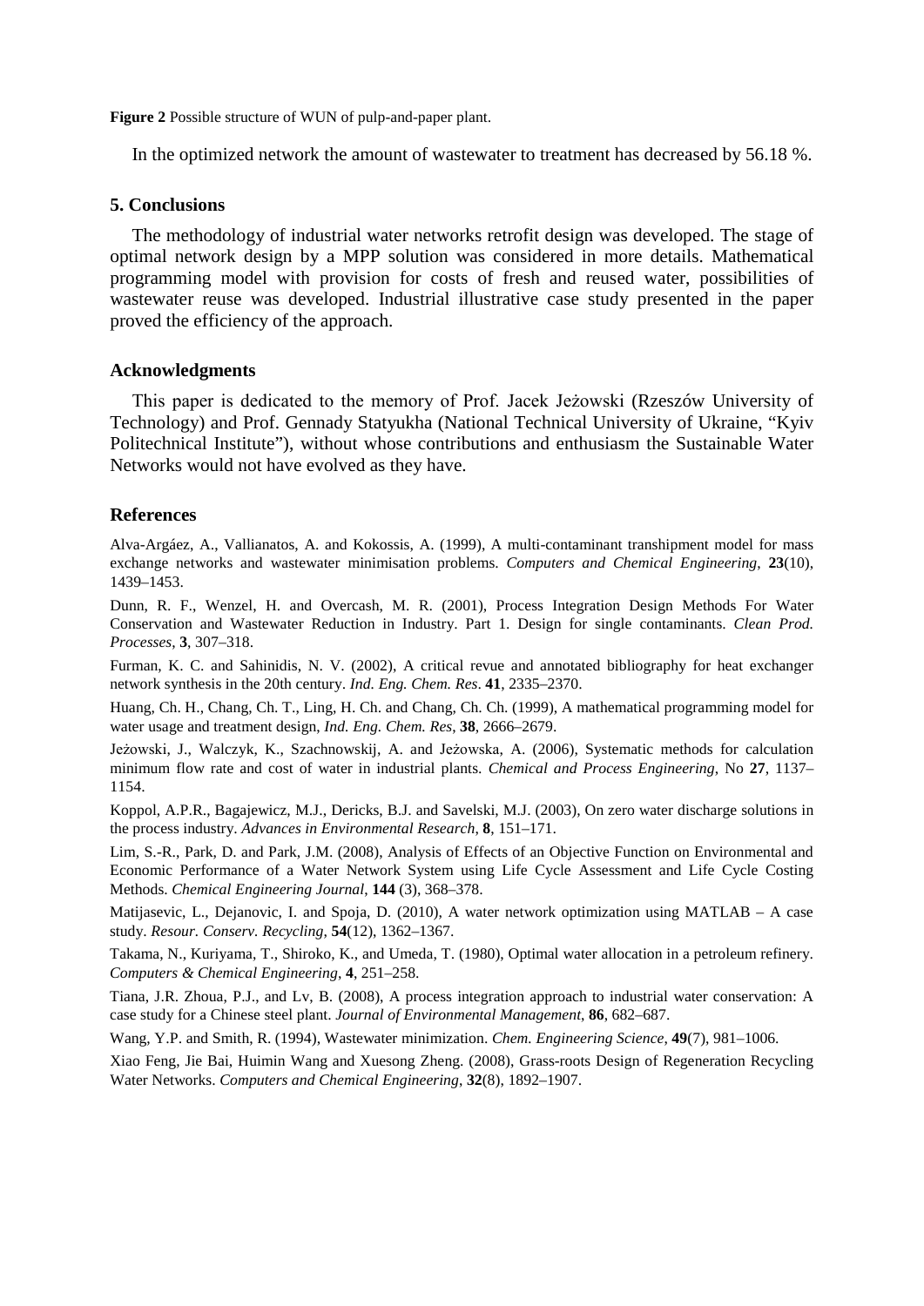**Figure 2** Possible structure of WUN of pulp-and-paper plant.

In the optimized network the amount of wastewater to treatment has decreased by 56.18 %.

## 5. Conclusions

The methodology of industrial water networks retrofit design was developed. The stage of optimal network design by a MPP solution was considered in more details. Mathematical programming model with provision for costs of fresh and reused water, possibilities of wastewater reuse was developed. Industrial illustrative case study presented in the paper proved the efficiency of the approach.

## Acknowledgments

This paper is dedicated to the memory of Prof. Jacek Jeżowski (Rzeszów University of Technology) and Prof. Gennady Statyukha (National Technical University of Ukraine, "Kyiv Politechnical Institute"), without whose contributions and enthusiasm the Sustainable Water Networks would not have evolved as they have.

## References

Alva-Argáez, A., Vallianatos, A. and Kokossis, A. (1999), A multi-contaminant transhipment model for mass exchange networks and wastewater minimisation problems. *Computers and Chemical Engineering*, **23**(10), 1439–1453.

Dunn, R. F., Wenzel, H. and Overcash, M. R. (2001), Process Integration Design Methods For Water Conservation and Wastewater Reduction in Industry. Part 1. Design for single contaminants. *Clean Prod. Processes*, **3**, 307–318.

Furman, K. C. and Sahinidis, N. V. (2002), A critical revue and annotated bibliography for heat exchanger network synthesis in the 20th century. *Ind. Eng. Chem. Res*. **41**, 2335–2370.

Huang, Ch. H., Chang, Ch. T., Ling, H. Ch. and Chang, Ch. Ch. (1999), A mathematical programming model for water usage and treatment design, *Ind. Eng. Chem. Res*, **38**, 2666–2679.

Jeżowski, J., Walczyk, K., Szachnowskij, A. and Jeżowska, A. (2006), Systematic methods for calculation minimum flow rate and cost of water in industrial plants. *Chemical and Process Engineering*, No **27**, 1137–1154.

Koppol, A.P.R., Bagajewicz, M.J., Dericks, B.J. and Savelski, M.J. (2003), On zero water discharge solutions in the process industry. *Advances in Environmental Research*, **8**, 151–171.

Lim, S.-R., Park, D. and Park, J.M. (2008), Analysis of Effects of an Objective Function on Environmental and Economic Performance of a Water Network System using Life Cycle Assessment and Life Cycle Costing Methods. *Chemical Engineering Journal*, **144** (3), 368–378.

Matijasevic, L., Dejanovic, I. and Spoja, D. (2010), A water network optimization using MATLAB – A case study. *Resour. Conserv. Recycling*, **54**(12), 1362–1367.

Takama, N., Kuriyama, T., Shiroko, K., and Umeda, T. (1980), Optimal water allocation in a petroleum refinery. *Computers & Chemical Engineering*, **4**, 251–258.

Tiana, J.R. Zhoua, P.J., and Lv, B. (2008), A process integration approach to industrial water conservation: A case study for a Chinese steel plant. *Journal of Environmental Management*, **86**, 682–687.

Wang, Y.P. and Smith, R. (1994), Wastewater minimization. *Chem. Engineering Science*, **49**(7), 981–1006.

Xiao Feng, Jie Bai, Huimin Wang and Xuesong Zheng. (2008), Grass-roots Design of Regeneration Recycling Water Networks. *Computers and Chemical Engineering*, **32**(8), 1892–1907.